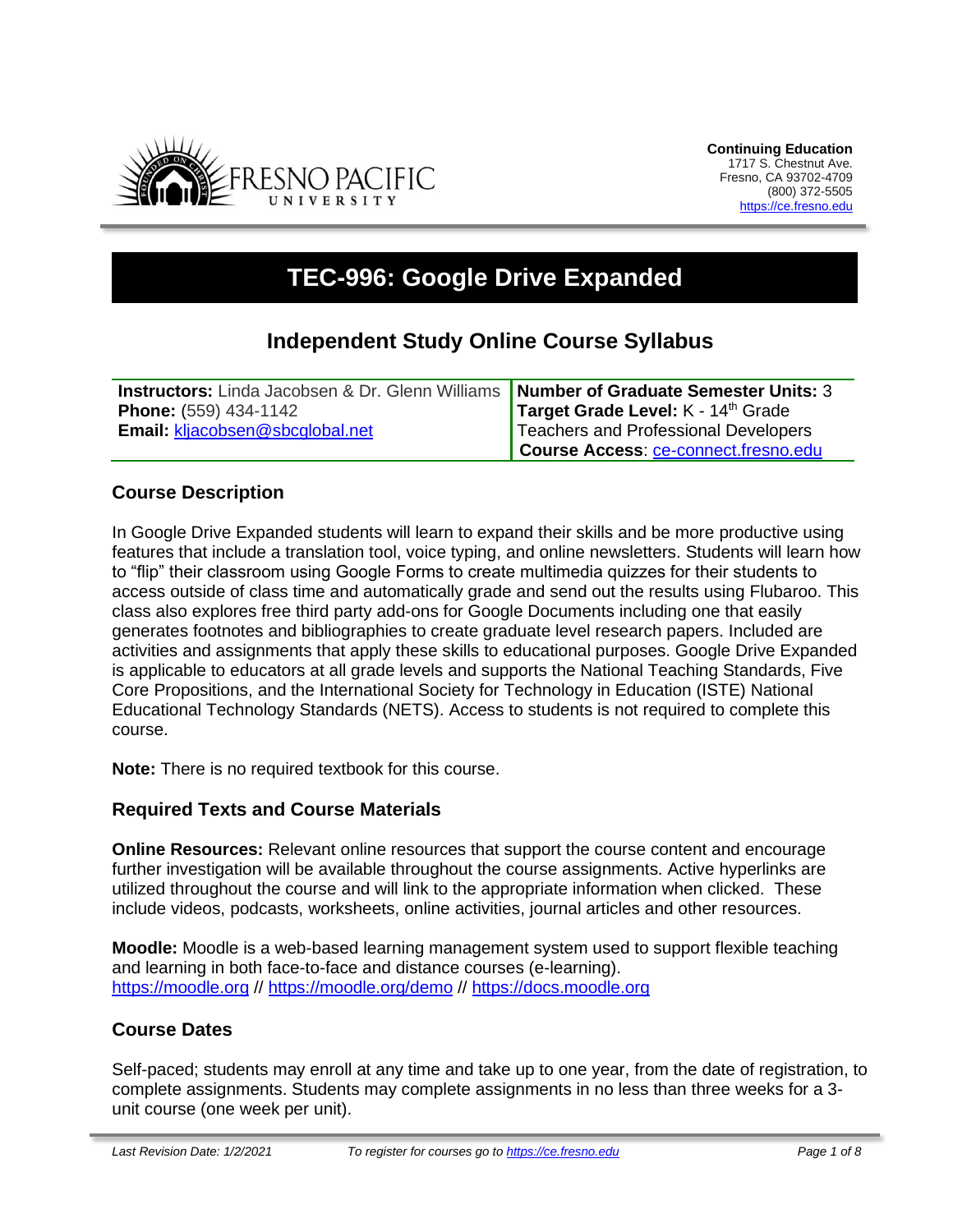**Continuing Education**
1717 S. Chestnut Ave.
Fresno, CA 93702-4709
(800) 372-5505
https://ce.fresno.edu

# TEC-996: Google Drive Expanded

## Independent Study Online Course Syllabus

| | |
|---|---|
| **Instructors:** Linda Jacobsen & Dr. Glenn Williams | **Number of Graduate Semester Units:** 3 |
| **Phone:** (559) 434-1142 | **Target Grade Level:** K - 14th Grade Teachers and Professional Developers |
| **Email:** kljacobsen@sbcglobal.net | **Course Access**: ce-connect.fresno.edu |

### Course Description

In Google Drive Expanded students will learn to expand their skills and be more productive using features that include a translation tool, voice typing, and online newsletters. Students will learn how to "flip" their classroom using Google Forms to create multimedia quizzes for their students to access outside of class time and automatically grade and send out the results using Flubaroo. This class also explores free third party add-ons for Google Documents including one that easily generates footnotes and bibliographies to create graduate level research papers. Included are activities and assignments that apply these skills to educational purposes. Google Drive Expanded is applicable to educators at all grade levels and supports the National Teaching Standards, Five Core Propositions, and the International Society for Technology in Education (ISTE) National Educational Technology Standards (NETS). Access to students is not required to complete this course.

**Note:** There is no required textbook for this course.

### Required Texts and Course Materials

**Online Resources:** Relevant online resources that support the course content and encourage further investigation will be available throughout the course assignments. Active hyperlinks are utilized throughout the course and will link to the appropriate information when clicked. These include videos, podcasts, worksheets, online activities, journal articles and other resources.

**Moodle:** Moodle is a web-based learning management system used to support flexible teaching and learning in both face-to-face and distance courses (e-learning).
https://moodle.org // https://moodle.org/demo // https://docs.moodle.org

### Course Dates

Self-paced; students may enroll at any time and take up to one year, from the date of registration, to complete assignments. Students may complete assignments in no less than three weeks for a 3-unit course (one week per unit).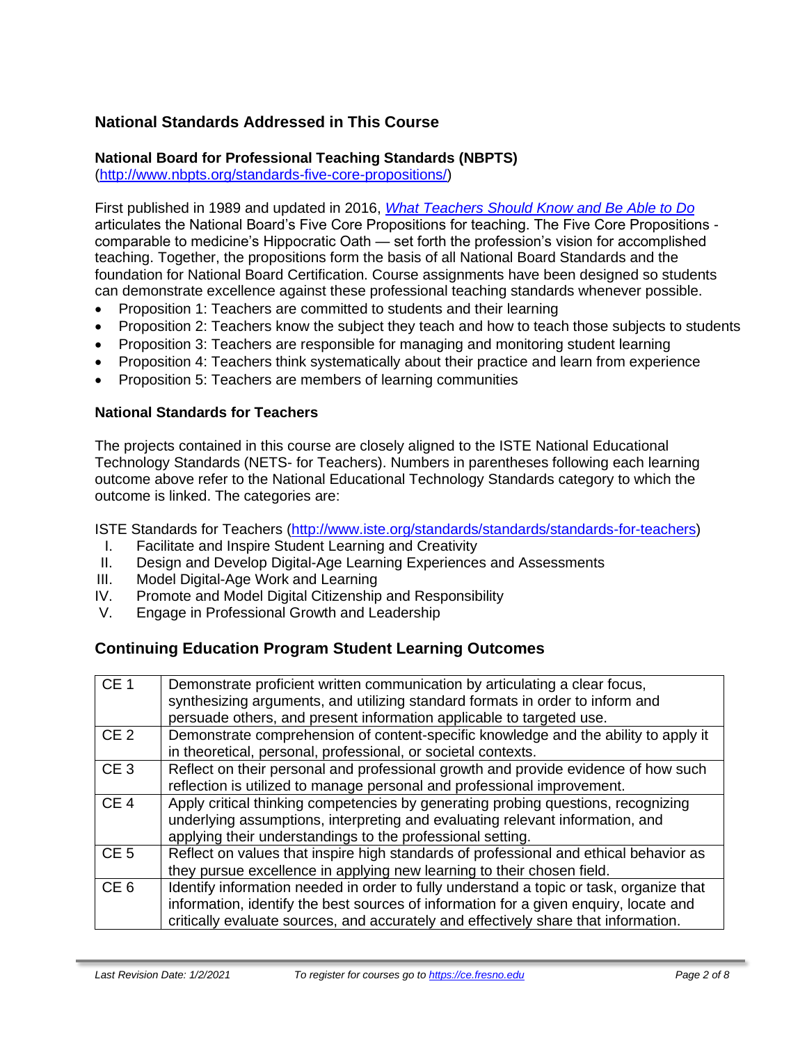## National Standards Addressed in This Course

### National Board for Professional Teaching Standards (NBPTS)

(http://www.nbpts.org/standards-five-core-propositions/)

First published in 1989 and updated in 2016, *What Teachers Should Know and Be Able to Do* articulates the National Board's Five Core Propositions for teaching. The Five Core Propositions - comparable to medicine's Hippocratic Oath — set forth the profession's vision for accomplished teaching. Together, the propositions form the basis of all National Board Standards and the foundation for National Board Certification. Course assignments have been designed so students can demonstrate excellence against these professional teaching standards whenever possible.

- Proposition 1: Teachers are committed to students and their learning
- Proposition 2: Teachers know the subject they teach and how to teach those subjects to students
- Proposition 3: Teachers are responsible for managing and monitoring student learning
- Proposition 4: Teachers think systematically about their practice and learn from experience
- Proposition 5: Teachers are members of learning communities

### National Standards for Teachers

The projects contained in this course are closely aligned to the ISTE National Educational Technology Standards (NETS- for Teachers). Numbers in parentheses following each learning outcome above refer to the National Educational Technology Standards category to which the outcome is linked. The categories are:

ISTE Standards for Teachers (http://www.iste.org/standards/standards/standards-for-teachers)

I. Facilitate and Inspire Student Learning and Creativity
II. Design and Develop Digital-Age Learning Experiences and Assessments
III. Model Digital-Age Work and Learning
IV. Promote and Model Digital Citizenship and Responsibility
V. Engage in Professional Growth and Leadership

## Continuing Education Program Student Learning Outcomes

| | |
|---|---|
| CE 1 | Demonstrate proficient written communication by articulating a clear focus, synthesizing arguments, and utilizing standard formats in order to inform and persuade others, and present information applicable to targeted use. |
| CE 2 | Demonstrate comprehension of content-specific knowledge and the ability to apply it in theoretical, personal, professional, or societal contexts. |
| CE 3 | Reflect on their personal and professional growth and provide evidence of how such reflection is utilized to manage personal and professional improvement. |
| CE 4 | Apply critical thinking competencies by generating probing questions, recognizing underlying assumptions, interpreting and evaluating relevant information, and applying their understandings to the professional setting. |
| CE 5 | Reflect on values that inspire high standards of professional and ethical behavior as they pursue excellence in applying new learning to their chosen field. |
| CE 6 | Identify information needed in order to fully understand a topic or task, organize that information, identify the best sources of information for a given enquiry, locate and critically evaluate sources, and accurately and effectively share that information. |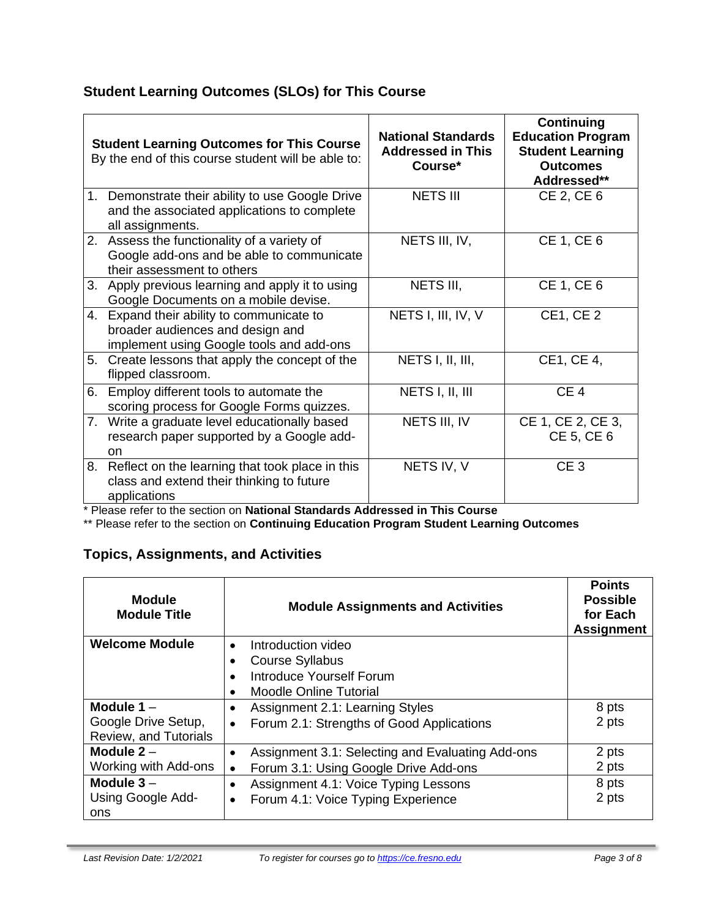## Student Learning Outcomes (SLOs) for This Course

| **Student Learning Outcomes for This Course** By the end of this course student will be able to: | **National Standards Addressed in This Course*** | **Continuing Education Program Student Learning Outcomes Addressed**** |
|---|---|---|
| 1. Demonstrate their ability to use Google Drive and the associated applications to complete all assignments. | NETS III | CE 2, CE 6 |
| 2. Assess the functionality of a variety of Google add-ons and be able to communicate their assessment to others | NETS III, IV, | CE 1, CE 6 |
| 3. Apply previous learning and apply it to using Google Documents on a mobile devise. | NETS III, | CE 1, CE 6 |
| 4. Expand their ability to communicate to broader audiences and design and implement using Google tools and add-ons | NETS I, III, IV, V | CE1, CE 2 |
| 5. Create lessons that apply the concept of the flipped classroom. | NETS I, II, III, | CE1, CE 4, |
| 6. Employ different tools to automate the scoring process for Google Forms quizzes. | NETS I, II, III | CE 4 |
| 7. Write a graduate level educationally based research paper supported by a Google add-on | NETS III, IV | CE 1, CE 2, CE 3, CE 5, CE 6 |
| 8. Reflect on the learning that took place in this class and extend their thinking to future applications | NETS IV, V | CE 3 |

\* Please refer to the section on **National Standards Addressed in This Course**

\** Please refer to the section on **Continuing Education Program Student Learning Outcomes**

## Topics, Assignments, and Activities

| **Module Module Title** | **Module Assignments and Activities** | **Points Possible for Each Assignment** |
|---|---|---|
| **Welcome Module** | • Introduction video<br>• Course Syllabus<br>• Introduce Yourself Forum<br>• Moodle Online Tutorial | |
| **Module 1** – Google Drive Setup, Review, and Tutorials | • Assignment 2.1: Learning Styles<br>• Forum 2.1: Strengths of Good Applications | 8 pts<br>2 pts |
| **Module 2** – Working with Add-ons | • Assignment 3.1: Selecting and Evaluating Add-ons<br>• Forum 3.1: Using Google Drive Add-ons | 2 pts<br>2 pts |
| **Module 3** – Using Google Add-ons | • Assignment 4.1: Voice Typing Lessons<br>• Forum 4.1: Voice Typing Experience | 8 pts<br>2 pts |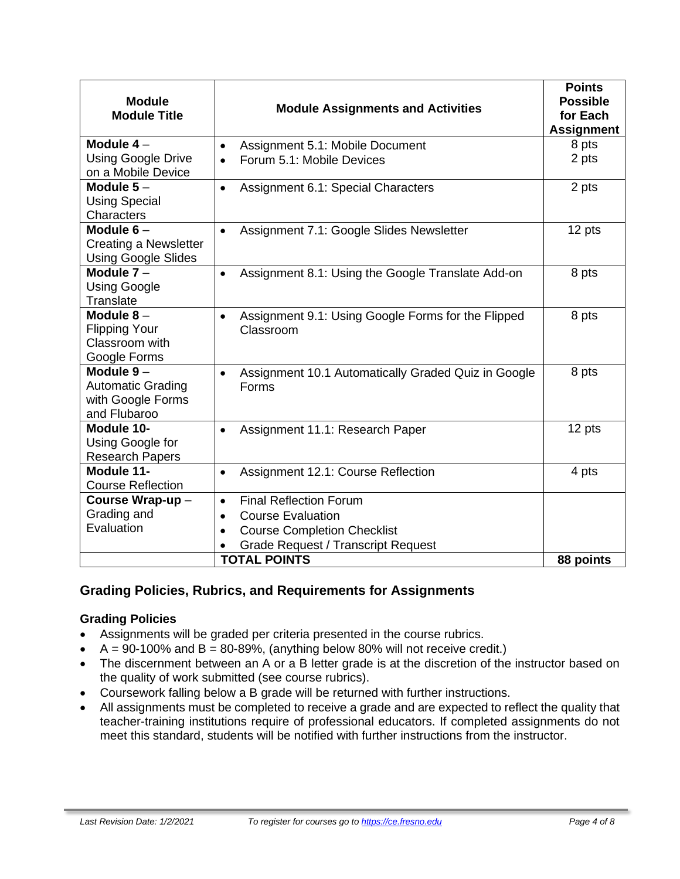| Module<br>Module Title | Module Assignments and Activities | Points Possible for Each Assignment |
|---|---|---|
| **Module 4** – Using Google Drive on a Mobile Device | • Assignment 5.1: Mobile Document<br>• Forum 5.1: Mobile Devices | 8 pts<br>2 pts |
| **Module 5** – Using Special Characters | • Assignment 6.1: Special Characters | 2 pts |
| **Module 6** – Creating a Newsletter Using Google Slides | • Assignment 7.1: Google Slides Newsletter | 12 pts |
| **Module 7** – Using Google Translate | • Assignment 8.1: Using the Google Translate Add-on | 8 pts |
| **Module 8** – Flipping Your Classroom with Google Forms | • Assignment 9.1: Using Google Forms for the Flipped Classroom | 8 pts |
| **Module 9** – Automatic Grading with Google Forms and Flubaroo | • Assignment 10.1 Automatically Graded Quiz in Google Forms | 8 pts |
| **Module 10-** Using Google for Research Papers | • Assignment 11.1: Research Paper | 12 pts |
| **Module 11-** Course Reflection | • Assignment 12.1: Course Reflection | 4 pts |
| **Course Wrap-up** – Grading and Evaluation | • Final Reflection Forum<br>• Course Evaluation<br>• Course Completion Checklist<br>• Grade Request / Transcript Request | |
| | **TOTAL POINTS** | **88 points** |

## Grading Policies, Rubrics, and Requirements for Assignments

### Grading Policies

- Assignments will be graded per criteria presented in the course rubrics.
- A = 90-100% and B = 80-89%, (anything below 80% will not receive credit.)
- The discernment between an A or a B letter grade is at the discretion of the instructor based on the quality of work submitted (see course rubrics).
- Coursework falling below a B grade will be returned with further instructions.
- All assignments must be completed to receive a grade and are expected to reflect the quality that teacher-training institutions require of professional educators. If completed assignments do not meet this standard, students will be notified with further instructions from the instructor.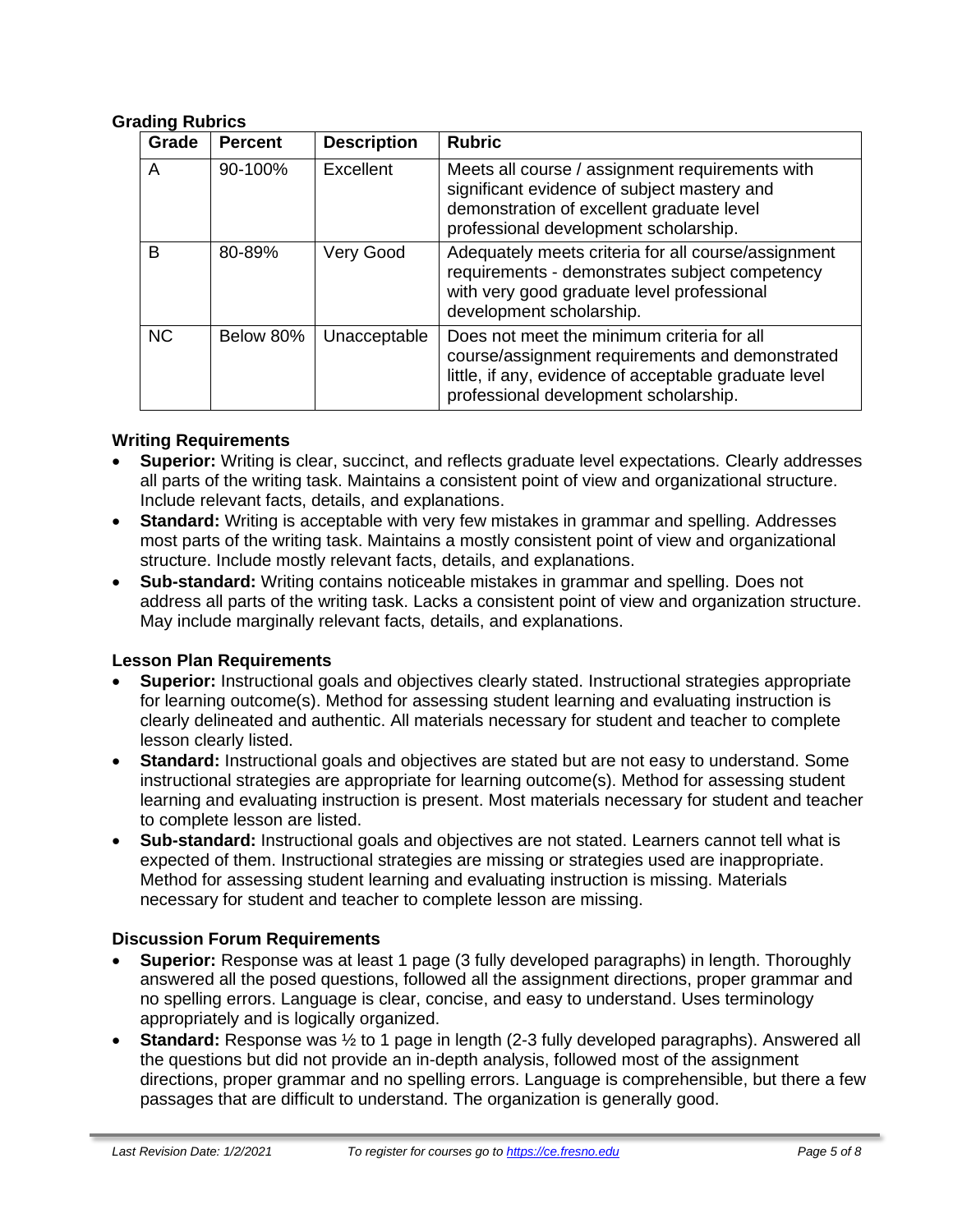### Grading Rubrics

| Grade | Percent | Description | Rubric |
|---|---|---|---|
| A | 90-100% | Excellent | Meets all course / assignment requirements with significant evidence of subject mastery and demonstration of excellent graduate level professional development scholarship. |
| B | 80-89% | Very Good | Adequately meets criteria for all course/assignment requirements - demonstrates subject competency with very good graduate level professional development scholarship. |
| NC | Below 80% | Unacceptable | Does not meet the minimum criteria for all course/assignment requirements and demonstrated little, if any, evidence of acceptable graduate level professional development scholarship. |

### Writing Requirements

- **Superior:** Writing is clear, succinct, and reflects graduate level expectations. Clearly addresses all parts of the writing task. Maintains a consistent point of view and organizational structure. Include relevant facts, details, and explanations.
- **Standard:** Writing is acceptable with very few mistakes in grammar and spelling. Addresses most parts of the writing task. Maintains a mostly consistent point of view and organizational structure. Include mostly relevant facts, details, and explanations.
- **Sub-standard:** Writing contains noticeable mistakes in grammar and spelling. Does not address all parts of the writing task. Lacks a consistent point of view and organization structure. May include marginally relevant facts, details, and explanations.

### Lesson Plan Requirements

- **Superior:** Instructional goals and objectives clearly stated. Instructional strategies appropriate for learning outcome(s). Method for assessing student learning and evaluating instruction is clearly delineated and authentic. All materials necessary for student and teacher to complete lesson clearly listed.
- **Standard:** Instructional goals and objectives are stated but are not easy to understand. Some instructional strategies are appropriate for learning outcome(s). Method for assessing student learning and evaluating instruction is present. Most materials necessary for student and teacher to complete lesson are listed.
- **Sub-standard:** Instructional goals and objectives are not stated. Learners cannot tell what is expected of them. Instructional strategies are missing or strategies used are inappropriate. Method for assessing student learning and evaluating instruction is missing. Materials necessary for student and teacher to complete lesson are missing.

### Discussion Forum Requirements

- **Superior:** Response was at least 1 page (3 fully developed paragraphs) in length. Thoroughly answered all the posed questions, followed all the assignment directions, proper grammar and no spelling errors. Language is clear, concise, and easy to understand. Uses terminology appropriately and is logically organized.
- **Standard:** Response was ½ to 1 page in length (2-3 fully developed paragraphs). Answered all the questions but did not provide an in-depth analysis, followed most of the assignment directions, proper grammar and no spelling errors. Language is comprehensible, but there a few passages that are difficult to understand. The organization is generally good.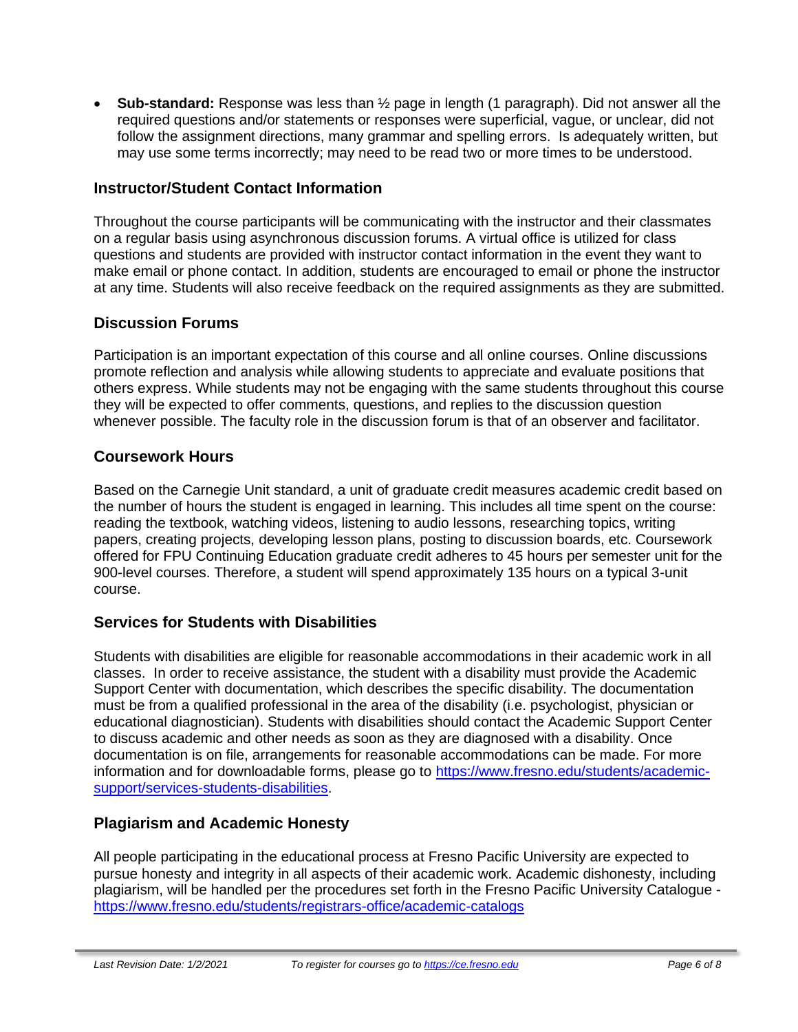- **Sub-standard:** Response was less than ½ page in length (1 paragraph). Did not answer all the required questions and/or statements or responses were superficial, vague, or unclear, did not follow the assignment directions, many grammar and spelling errors. Is adequately written, but may use some terms incorrectly; may need to be read two or more times to be understood.

## Instructor/Student Contact Information

Throughout the course participants will be communicating with the instructor and their classmates on a regular basis using asynchronous discussion forums. A virtual office is utilized for class questions and students are provided with instructor contact information in the event they want to make email or phone contact. In addition, students are encouraged to email or phone the instructor at any time. Students will also receive feedback on the required assignments as they are submitted.

## Discussion Forums

Participation is an important expectation of this course and all online courses. Online discussions promote reflection and analysis while allowing students to appreciate and evaluate positions that others express. While students may not be engaging with the same students throughout this course they will be expected to offer comments, questions, and replies to the discussion question whenever possible. The faculty role in the discussion forum is that of an observer and facilitator.

## Coursework Hours

Based on the Carnegie Unit standard, a unit of graduate credit measures academic credit based on the number of hours the student is engaged in learning. This includes all time spent on the course: reading the textbook, watching videos, listening to audio lessons, researching topics, writing papers, creating projects, developing lesson plans, posting to discussion boards, etc. Coursework offered for FPU Continuing Education graduate credit adheres to 45 hours per semester unit for the 900-level courses. Therefore, a student will spend approximately 135 hours on a typical 3-unit course.

## Services for Students with Disabilities

Students with disabilities are eligible for reasonable accommodations in their academic work in all classes. In order to receive assistance, the student with a disability must provide the Academic Support Center with documentation, which describes the specific disability. The documentation must be from a qualified professional in the area of the disability (i.e. psychologist, physician or educational diagnostician). Students with disabilities should contact the Academic Support Center to discuss academic and other needs as soon as they are diagnosed with a disability. Once documentation is on file, arrangements for reasonable accommodations can be made. For more information and for downloadable forms, please go to https://www.fresno.edu/students/academic-support/services-students-disabilities.

## Plagiarism and Academic Honesty

All people participating in the educational process at Fresno Pacific University are expected to pursue honesty and integrity in all aspects of their academic work. Academic dishonesty, including plagiarism, will be handled per the procedures set forth in the Fresno Pacific University Catalogue - https://www.fresno.edu/students/registrars-office/academic-catalogs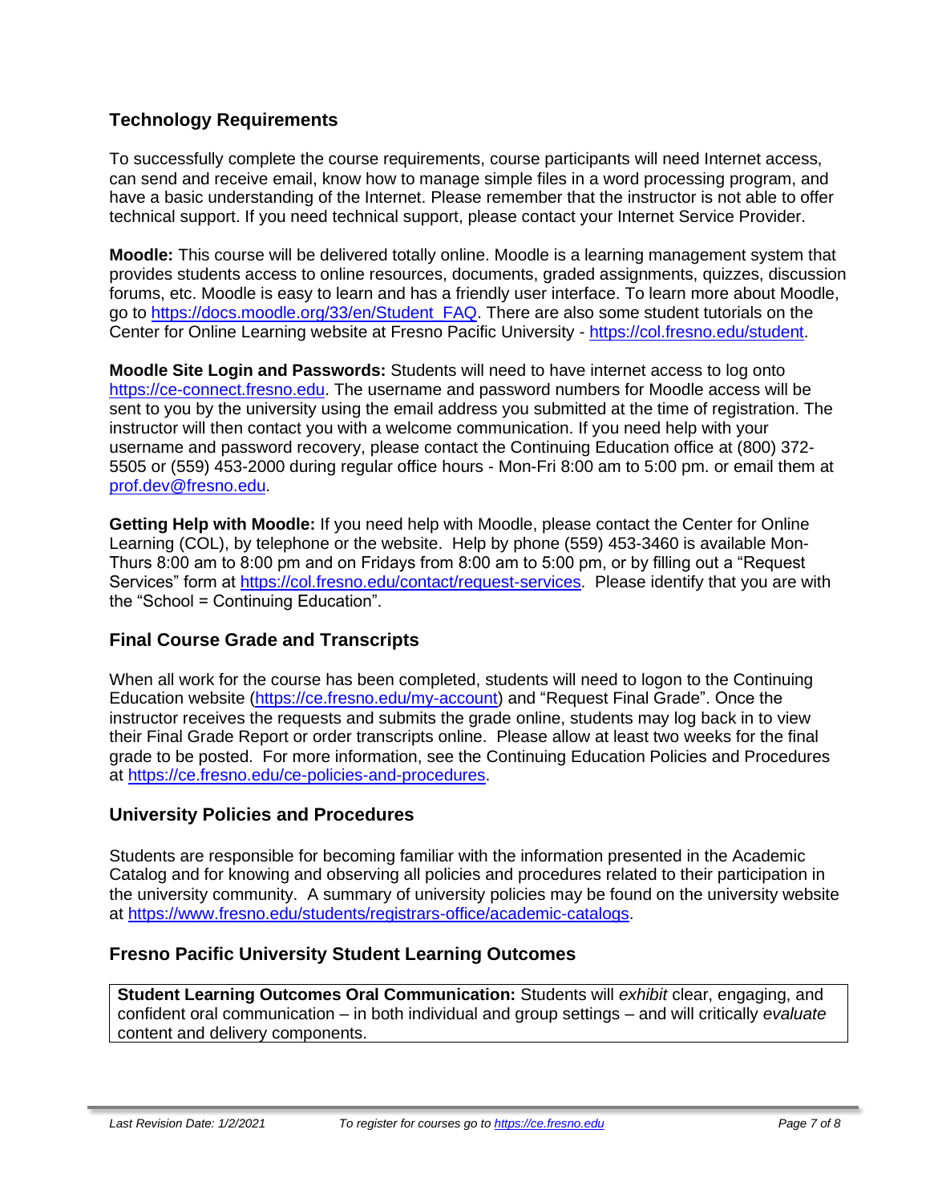## Technology Requirements

To successfully complete the course requirements, course participants will need Internet access, can send and receive email, know how to manage simple files in a word processing program, and have a basic understanding of the Internet. Please remember that the instructor is not able to offer technical support. If you need technical support, please contact your Internet Service Provider.

**Moodle:** This course will be delivered totally online. Moodle is a learning management system that provides students access to online resources, documents, graded assignments, quizzes, discussion forums, etc. Moodle is easy to learn and has a friendly user interface. To learn more about Moodle, go to https://docs.moodle.org/33/en/Student_FAQ. There are also some student tutorials on the Center for Online Learning website at Fresno Pacific University - https://col.fresno.edu/student.

**Moodle Site Login and Passwords:** Students will need to have internet access to log onto https://ce-connect.fresno.edu. The username and password numbers for Moodle access will be sent to you by the university using the email address you submitted at the time of registration. The instructor will then contact you with a welcome communication. If you need help with your username and password recovery, please contact the Continuing Education office at (800) 372-5505 or (559) 453-2000 during regular office hours - Mon-Fri 8:00 am to 5:00 pm. or email them at prof.dev@fresno.edu.

**Getting Help with Moodle:** If you need help with Moodle, please contact the Center for Online Learning (COL), by telephone or the website. Help by phone (559) 453-3460 is available Mon-Thurs 8:00 am to 8:00 pm and on Fridays from 8:00 am to 5:00 pm, or by filling out a "Request Services" form at https://col.fresno.edu/contact/request-services. Please identify that you are with the "School = Continuing Education".

## Final Course Grade and Transcripts

When all work for the course has been completed, students will need to logon to the Continuing Education website (https://ce.fresno.edu/my-account) and "Request Final Grade". Once the instructor receives the requests and submits the grade online, students may log back in to view their Final Grade Report or order transcripts online. Please allow at least two weeks for the final grade to be posted. For more information, see the Continuing Education Policies and Procedures at https://ce.fresno.edu/ce-policies-and-procedures.

## University Policies and Procedures

Students are responsible for becoming familiar with the information presented in the Academic Catalog and for knowing and observing all policies and procedures related to their participation in the university community. A summary of university policies may be found on the university website at https://www.fresno.edu/students/registrars-office/academic-catalogs.

## Fresno Pacific University Student Learning Outcomes

**Student Learning Outcomes Oral Communication:** Students will *exhibit* clear, engaging, and confident oral communication – in both individual and group settings – and will critically *evaluate* content and delivery components.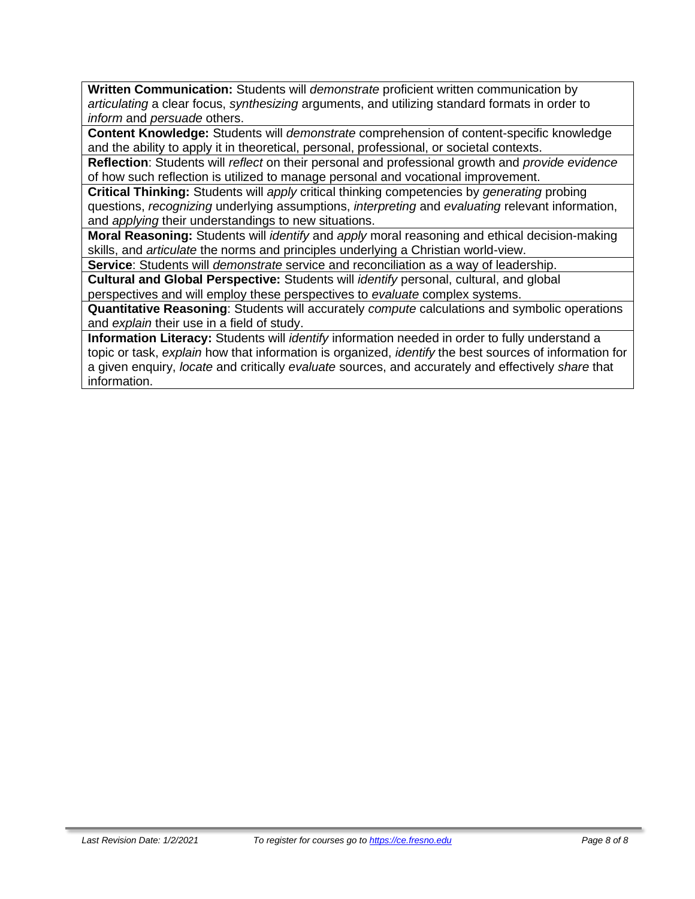| |
|---|
| **Written Communication:** Students will *demonstrate* proficient written communication by *articulating* a clear focus, *synthesizing* arguments, and utilizing standard formats in order to *inform* and *persuade* others. |
| **Content Knowledge:** Students will *demonstrate* comprehension of content-specific knowledge and the ability to apply it in theoretical, personal, professional, or societal contexts. |
| **Reflection**: Students will *reflect* on their personal and professional growth and *provide evidence* of how such reflection is utilized to manage personal and vocational improvement. |
| **Critical Thinking:** Students will *apply* critical thinking competencies by *generating* probing questions, *recognizing* underlying assumptions, *interpreting* and *evaluating* relevant information, and *applying* their understandings to new situations. |
| **Moral Reasoning:** Students will *identify* and *apply* moral reasoning and ethical decision-making skills, and *articulate* the norms and principles underlying a Christian world-view. |
| **Service**: Students will *demonstrate* service and reconciliation as a way of leadership. |
| **Cultural and Global Perspective:** Students will *identify* personal, cultural, and global perspectives and will employ these perspectives to *evaluate* complex systems. |
| **Quantitative Reasoning**: Students will accurately *compute* calculations and symbolic operations and *explain* their use in a field of study. |
| **Information Literacy:** Students will *identify* information needed in order to fully understand a topic or task, *explain* how that information is organized, *identify* the best sources of information for a given enquiry, *locate* and critically *evaluate* sources, and accurately and effectively *share* that information. |